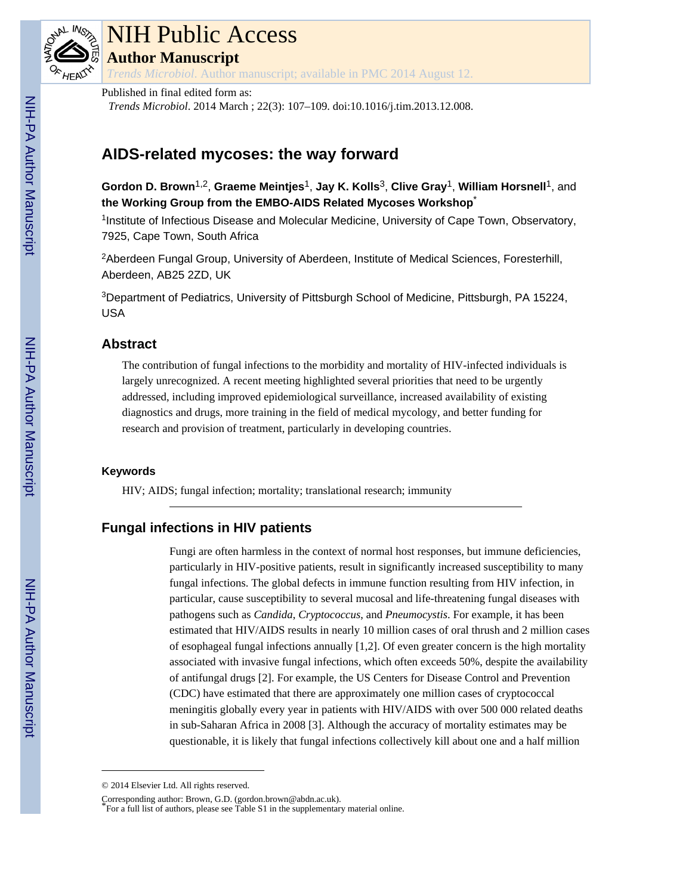# NIH Public Access

**Author Manuscript**

*Trends Microbiol*. Author manuscript; available in PMC 2014 August 12.

Published in final edited form as:

*Trends Microbiol*. 2014 March ; 22(3): 107–109. doi:10.1016/j.tim.2013.12.008.

# AIDS-related mycoses: the way forward

**Gordon D. Brown**[1,2], **Graeme Meintjes**[1], **Jay K. Kolls**[3], **Clive Gray**[1], **William Horsnell**[1], and **the Working Group from the EMBO-AIDS Related Mycoses Workshop***

[1]Institute of Infectious Disease and Molecular Medicine, University of Cape Town, Observatory, 7925, Cape Town, South Africa

[2]Aberdeen Fungal Group, University of Aberdeen, Institute of Medical Sciences, Foresterhill, Aberdeen, AB25 2ZD, UK

[3]Department of Pediatrics, University of Pittsburgh School of Medicine, Pittsburgh, PA 15224, USA

## Abstract

The contribution of fungal infections to the morbidity and mortality of HIV-infected individuals is largely unrecognized. A recent meeting highlighted several priorities that need to be urgently addressed, including improved epidemiological surveillance, increased availability of existing diagnostics and drugs, more training in the field of medical mycology, and better funding for research and provision of treatment, particularly in developing countries.

### Keywords

HIV; AIDS; fungal infection; mortality; translational research; immunity

## Fungal infections in HIV patients

Fungi are often harmless in the context of normal host responses, but immune deficiencies, particularly in HIV-positive patients, result in significantly increased susceptibility to many fungal infections. The global defects in immune function resulting from HIV infection, in particular, cause susceptibility to several mucosal and life-threatening fungal diseases with pathogens such as *Candida*, *Cryptococcus*, and *Pneumocystis*. For example, it has been estimated that HIV/AIDS results in nearly 10 million cases of oral thrush and 2 million cases of esophageal fungal infections annually [1,2]. Of even greater concern is the high mortality associated with invasive fungal infections, which often exceeds 50%, despite the availability of antifungal drugs [2]. For example, the US Centers for Disease Control and Prevention (CDC) have estimated that there are approximately one million cases of cryptococcal meningitis globally every year in patients with HIV/AIDS with over 500 000 related deaths in sub-Saharan Africa in 2008 [3]. Although the accuracy of mortality estimates may be questionable, it is likely that fungal infections collectively kill about one and a half million

© 2014 Elsevier Ltd. All rights reserved.

Corresponding author: Brown, G.D. (gordon.brown@abdn.ac.uk).

*For a full list of authors, please see Table S1 in the supplementary material online.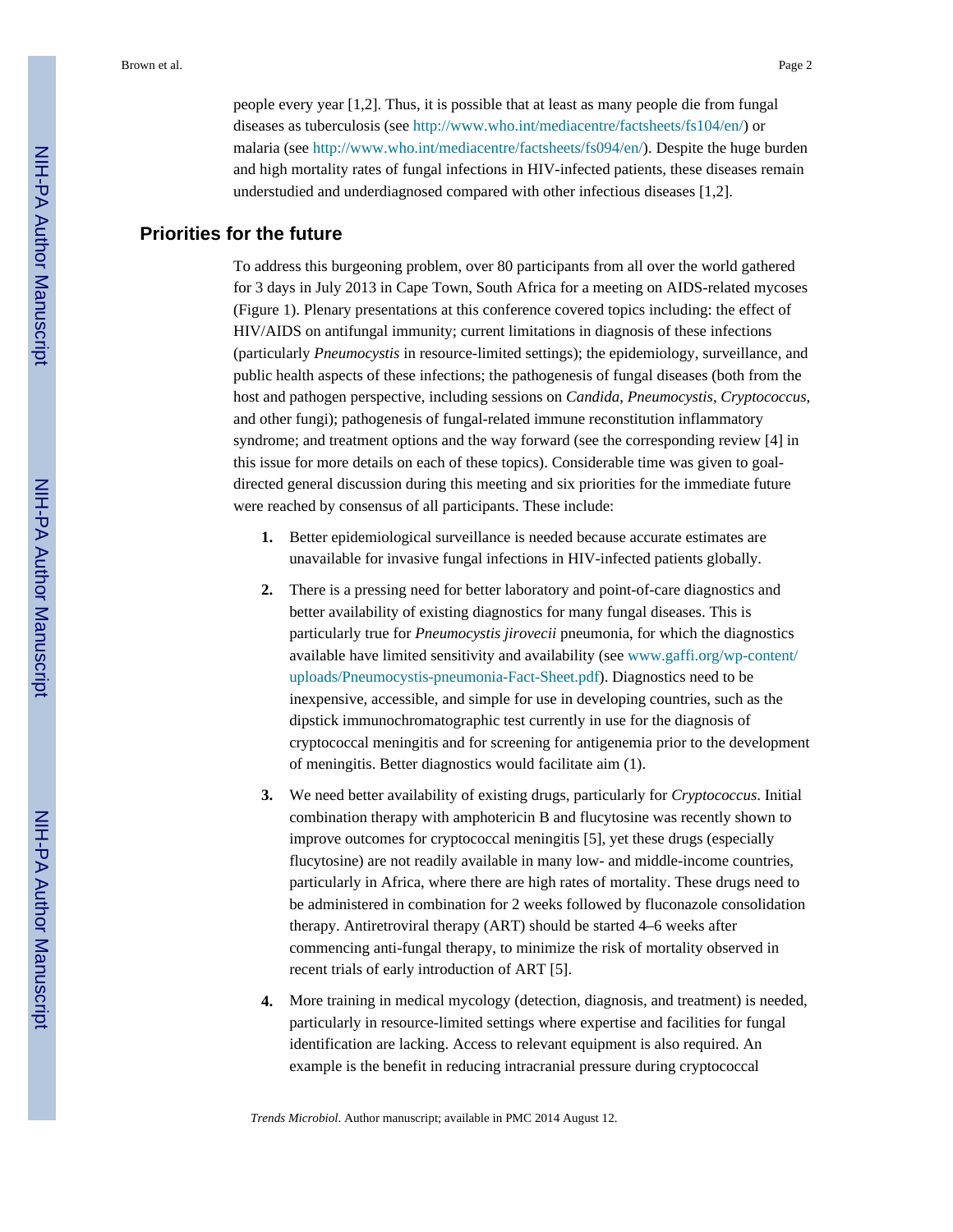people every year [1,2]. Thus, it is possible that at least as many people die from fungal diseases as tuberculosis (see http://www.who.int/mediacentre/factsheets/fs104/en/) or malaria (see http://www.who.int/mediacentre/factsheets/fs094/en/). Despite the huge burden and high mortality rates of fungal infections in HIV-infected patients, these diseases remain understudied and underdiagnosed compared with other infectious diseases [1,2].

## Priorities for the future

To address this burgeoning problem, over 80 participants from all over the world gathered for 3 days in July 2013 in Cape Town, South Africa for a meeting on AIDS-related mycoses (Figure 1). Plenary presentations at this conference covered topics including: the effect of HIV/AIDS on antifungal immunity; current limitations in diagnosis of these infections (particularly *Pneumocystis* in resource-limited settings); the epidemiology, surveillance, and public health aspects of these infections; the pathogenesis of fungal diseases (both from the host and pathogen perspective, including sessions on *Candida*, *Pneumocystis*, *Cryptococcus*, and other fungi); pathogenesis of fungal-related immune reconstitution inflammatory syndrome; and treatment options and the way forward (see the corresponding review [4] in this issue for more details on each of these topics). Considerable time was given to goal-directed general discussion during this meeting and six priorities for the immediate future were reached by consensus of all participants. These include:

1. Better epidemiological surveillance is needed because accurate estimates are unavailable for invasive fungal infections in HIV-infected patients globally.

2. There is a pressing need for better laboratory and point-of-care diagnostics and better availability of existing diagnostics for many fungal diseases. This is particularly true for *Pneumocystis jirovecii* pneumonia, for which the diagnostics available have limited sensitivity and availability (see www.gaffi.org/wp-content/uploads/Pneumocystis-pneumonia-Fact-Sheet.pdf). Diagnostics need to be inexpensive, accessible, and simple for use in developing countries, such as the dipstick immunochromatographic test currently in use for the diagnosis of cryptococcal meningitis and for screening for antigenemia prior to the development of meningitis. Better diagnostics would facilitate aim (1).

3. We need better availability of existing drugs, particularly for *Cryptococcus*. Initial combination therapy with amphotericin B and flucytosine was recently shown to improve outcomes for cryptococcal meningitis [5], yet these drugs (especially flucytosine) are not readily available in many low- and middle-income countries, particularly in Africa, where there are high rates of mortality. These drugs need to be administered in combination for 2 weeks followed by fluconazole consolidation therapy. Antiretroviral therapy (ART) should be started 4–6 weeks after commencing anti-fungal therapy, to minimize the risk of mortality observed in recent trials of early introduction of ART [5].

4. More training in medical mycology (detection, diagnosis, and treatment) is needed, particularly in resource-limited settings where expertise and facilities for fungal identification are lacking. Access to relevant equipment is also required. An example is the benefit in reducing intracranial pressure during cryptococcal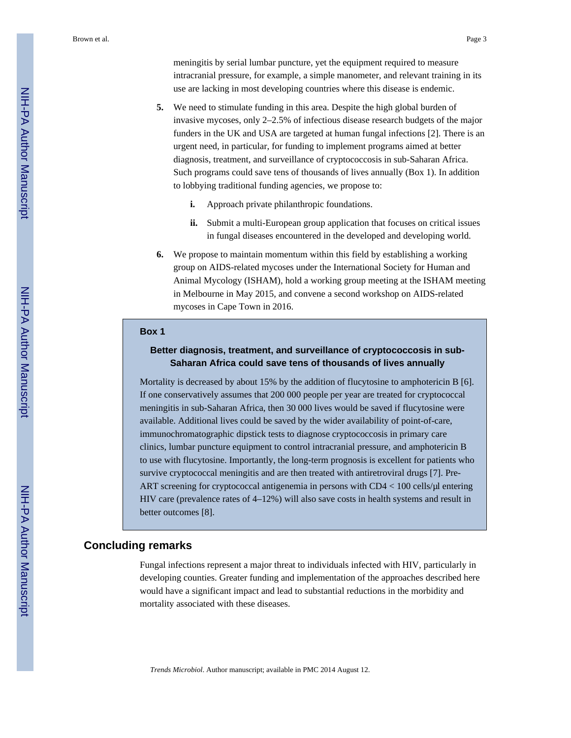meningitis by serial lumbar puncture, yet the equipment required to measure intracranial pressure, for example, a simple manometer, and relevant training in its use are lacking in most developing countries where this disease is endemic.

5. We need to stimulate funding in this area. Despite the high global burden of invasive mycoses, only 2–2.5% of infectious disease research budgets of the major funders in the UK and USA are targeted at human fungal infections [2]. There is an urgent need, in particular, for funding to implement programs aimed at better diagnosis, treatment, and surveillance of cryptococcosis in sub-Saharan Africa. Such programs could save tens of thousands of lives annually (Box 1). In addition to lobbying traditional funding agencies, we propose to:

    i. Approach private philanthropic foundations.

    ii. Submit a multi-European group application that focuses on critical issues in fungal diseases encountered in the developed and developing world.

6. We propose to maintain momentum within this field by establishing a working group on AIDS-related mycoses under the International Society for Human and Animal Mycology (ISHAM), hold a working group meeting at the ISHAM meeting in Melbourne in May 2015, and convene a second workshop on AIDS-related mycoses in Cape Town in 2016.

**Box 1**

**Better diagnosis, treatment, and surveillance of cryptococcosis in sub-Saharan Africa could save tens of thousands of lives annually**

Mortality is decreased by about 15% by the addition of flucytosine to amphotericin B [6]. If one conservatively assumes that 200 000 people per year are treated for cryptococcal meningitis in sub-Saharan Africa, then 30 000 lives would be saved if flucytosine were available. Additional lives could be saved by the wider availability of point-of-care, immunochromatographic dipstick tests to diagnose cryptococcosis in primary care clinics, lumbar puncture equipment to control intracranial pressure, and amphotericin B to use with flucytosine. Importantly, the long-term prognosis is excellent for patients who survive cryptococcal meningitis and are then treated with antiretroviral drugs [7]. Pre-ART screening for cryptococcal antigenemia in persons with CD4 < 100 cells/μl entering HIV care (prevalence rates of 4–12%) will also save costs in health systems and result in better outcomes [8].

## Concluding remarks

Fungal infections represent a major threat to individuals infected with HIV, particularly in developing counties. Greater funding and implementation of the approaches described here would have a significant impact and lead to substantial reductions in the morbidity and mortality associated with these diseases.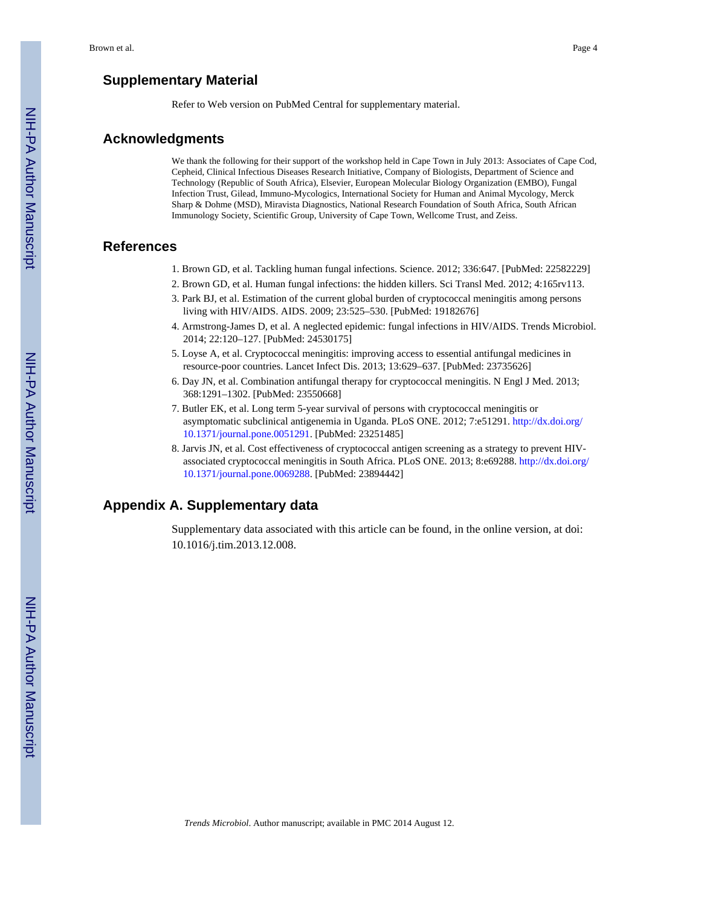## Supplementary Material

Refer to Web version on PubMed Central for supplementary material.

## Acknowledgments

We thank the following for their support of the workshop held in Cape Town in July 2013: Associates of Cape Cod, Cepheid, Clinical Infectious Diseases Research Initiative, Company of Biologists, Department of Science and Technology (Republic of South Africa), Elsevier, European Molecular Biology Organization (EMBO), Fungal Infection Trust, Gilead, Immuno-Mycologics, International Society for Human and Animal Mycology, Merck Sharp & Dohme (MSD), Miravista Diagnostics, National Research Foundation of South Africa, South African Immunology Society, Scientific Group, University of Cape Town, Wellcome Trust, and Zeiss.

## References

1. Brown GD, et al. Tackling human fungal infections. Science. 2012; 336:647. [PubMed: 22582229]
2. Brown GD, et al. Human fungal infections: the hidden killers. Sci Transl Med. 2012; 4:165rv113.
3. Park BJ, et al. Estimation of the current global burden of cryptococcal meningitis among persons living with HIV/AIDS. AIDS. 2009; 23:525–530. [PubMed: 19182676]
4. Armstrong-James D, et al. A neglected epidemic: fungal infections in HIV/AIDS. Trends Microbiol. 2014; 22:120–127. [PubMed: 24530175]
5. Loyse A, et al. Cryptococcal meningitis: improving access to essential antifungal medicines in resource-poor countries. Lancet Infect Dis. 2013; 13:629–637. [PubMed: 23735626]
6. Day JN, et al. Combination antifungal therapy for cryptococcal meningitis. N Engl J Med. 2013; 368:1291–1302. [PubMed: 23550668]
7. Butler EK, et al. Long term 5-year survival of persons with cryptococcal meningitis or asymptomatic subclinical antigenemia in Uganda. PLoS ONE. 2012; 7:e51291. http://dx.doi.org/10.1371/journal.pone.0051291. [PubMed: 23251485]
8. Jarvis JN, et al. Cost effectiveness of cryptococcal antigen screening as a strategy to prevent HIV-associated cryptococcal meningitis in South Africa. PLoS ONE. 2013; 8:e69288. http://dx.doi.org/10.1371/journal.pone.0069288. [PubMed: 23894442]

## Appendix A. Supplementary data

Supplementary data associated with this article can be found, in the online version, at doi: 10.1016/j.tim.2013.12.008.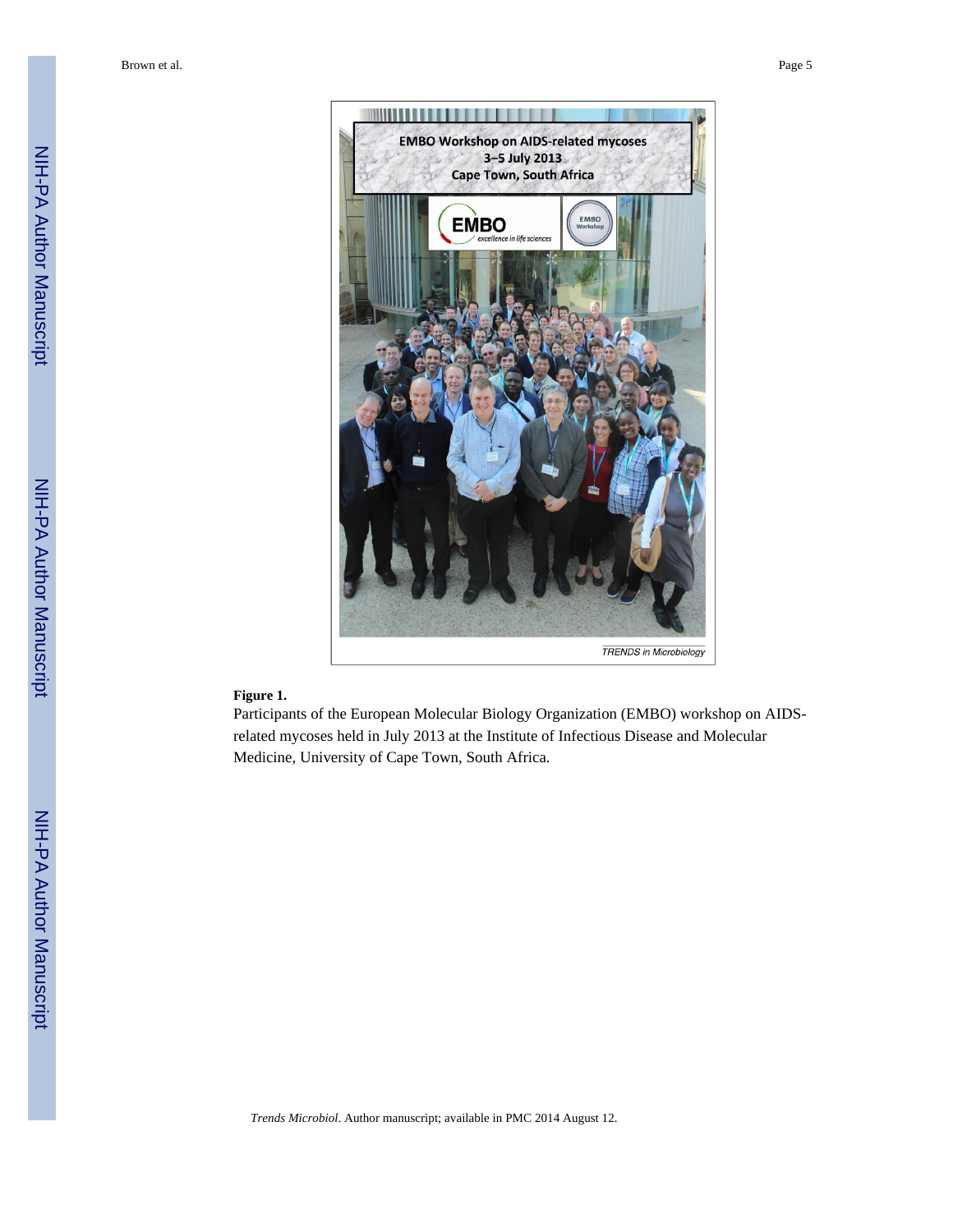**Figure 1.**

Participants of the European Molecular Biology Organization (EMBO) workshop on AIDS-related mycoses held in July 2013 at the Institute of Infectious Disease and Molecular Medicine, University of Cape Town, South Africa.